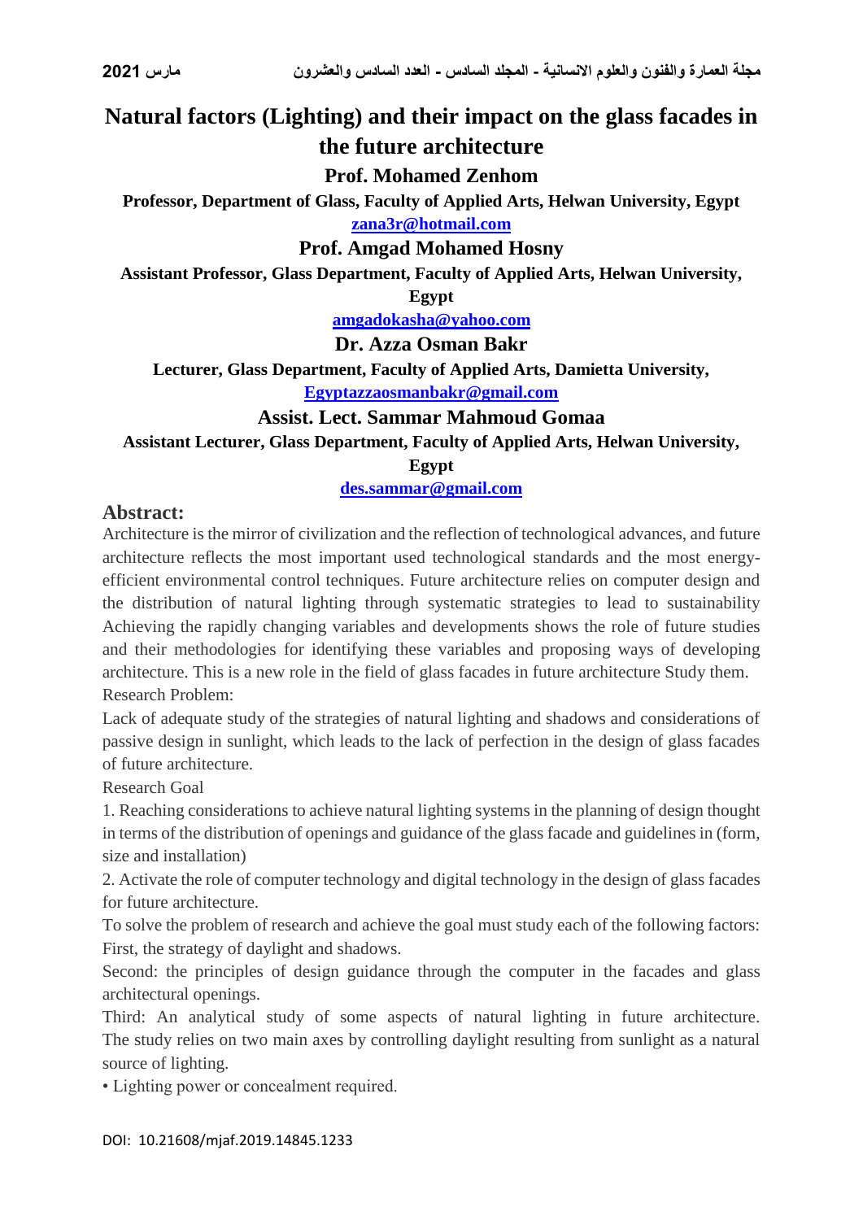# Natural factors (Lighting) and their impact on the glass facades in the future architecture

**Prof. Mohamed Zenhom**

**Professor, Department of Glass, Faculty of Applied Arts, Helwan University, Egypt**

zana3r@hotmail.com

**Prof. Amgad Mohamed Hosny**

**Assistant Professor, Glass Department, Faculty of Applied Arts, Helwan University, Egypt**

amgadokasha@yahoo.com

**Dr. Azza Osman Bakr**

**Lecturer, Glass Department, Faculty of Applied Arts, Damietta University,**

Egyptazzaosmanbakr@gmail.com

**Assist. Lect. Sammar Mahmoud Gomaa**

**Assistant Lecturer, Glass Department, Faculty of Applied Arts, Helwan University, Egypt**

des.sammar@gmail.com

## Abstract:

Architecture is the mirror of civilization and the reflection of technological advances, and future architecture reflects the most important used technological standards and the most energy-efficient environmental control techniques. Future architecture relies on computer design and the distribution of natural lighting through systematic strategies to lead to sustainability Achieving the rapidly changing variables and developments shows the role of future studies and their methodologies for identifying these variables and proposing ways of developing architecture. This is a new role in the field of glass facades in future architecture Study them.

Research Problem:

Lack of adequate study of the strategies of natural lighting and shadows and considerations of passive design in sunlight, which leads to the lack of perfection in the design of glass facades of future architecture.

Research Goal

1. Reaching considerations to achieve natural lighting systems in the planning of design thought in terms of the distribution of openings and guidance of the glass facade and guidelines in (form, size and installation)
2. Activate the role of computer technology and digital technology in the design of glass facades for future architecture.

To solve the problem of research and achieve the goal must study each of the following factors:

First, the strategy of daylight and shadows.

Second: the principles of design guidance through the computer in the facades and glass architectural openings.

Third: An analytical study of some aspects of natural lighting in future architecture. The study relies on two main axes by controlling daylight resulting from sunlight as a natural source of lighting.

- Lighting power or concealment required.

DOI: 10.21608/mjaf.2019.14845.1233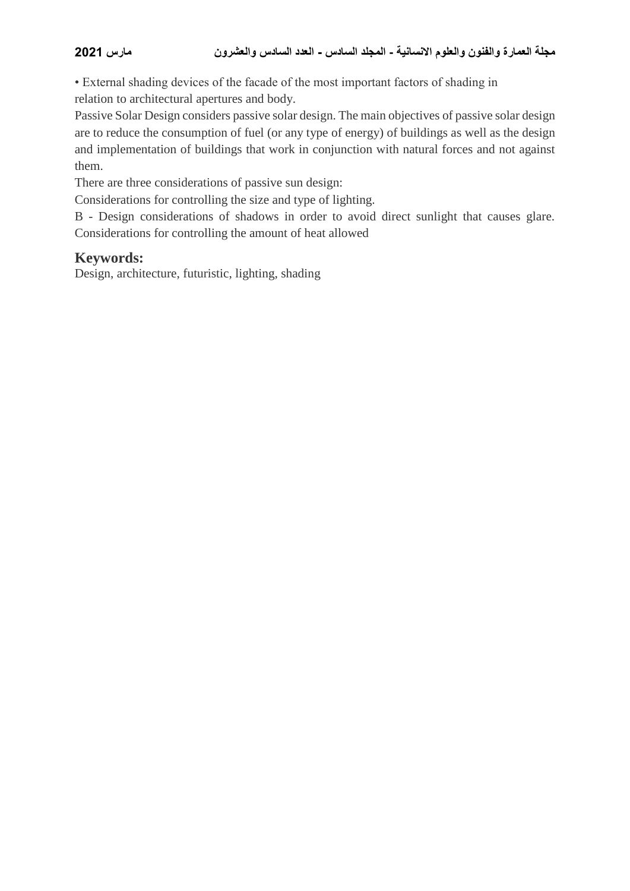• External shading devices of the facade of the most important factors of shading in relation to architectural apertures and body.

Passive Solar Design considers passive solar design. The main objectives of passive solar design are to reduce the consumption of fuel (or any type of energy) of buildings as well as the design and implementation of buildings that work in conjunction with natural forces and not against them.

There are three considerations of passive sun design:

Considerations for controlling the size and type of lighting.

B - Design considerations of shadows in order to avoid direct sunlight that causes glare. Considerations for controlling the amount of heat allowed

## Keywords:

Design, architecture, futuristic, lighting, shading